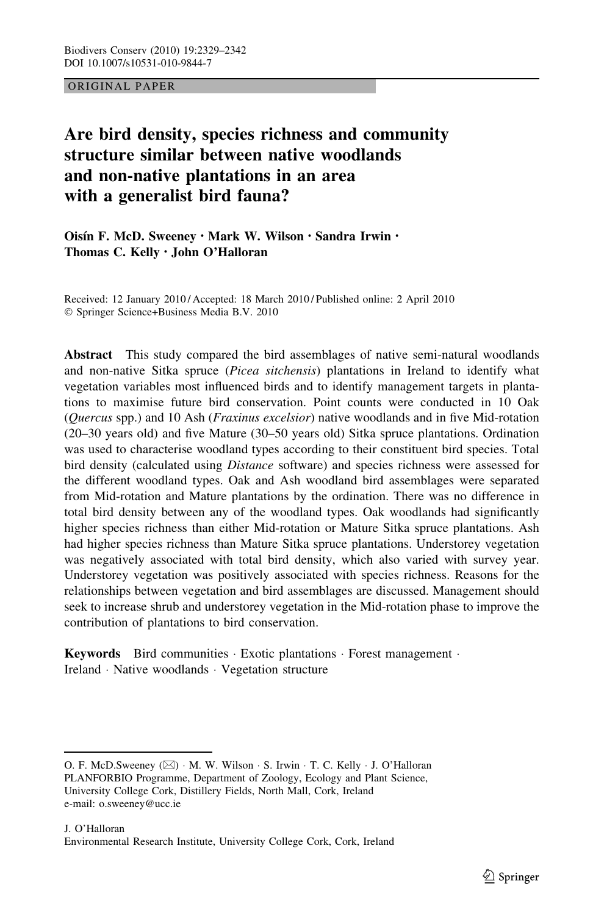ORIGINAL PAPER

# Are bird density, species richness and community structure similar between native woodlands and non-native plantations in an area with a generalist bird fauna?

Oisín F. McD. Sweeney · Mark W. Wilson · Sandra Irwin · Thomas C. Kelly · John O'Halloran

Received: 12 January 2010 / Accepted: 18 March 2010 / Published online: 2 April 2010
© Springer Science+Business Media B.V. 2010

**Abstract** This study compared the bird assemblages of native semi-natural woodlands and non-native Sitka spruce (*Picea sitchensis*) plantations in Ireland to identify what vegetation variables most influenced birds and to identify management targets in plantations to maximise future bird conservation. Point counts were conducted in 10 Oak (*Quercus* spp.) and 10 Ash (*Fraxinus excelsior*) native woodlands and in five Mid-rotation (20–30 years old) and five Mature (30–50 years old) Sitka spruce plantations. Ordination was used to characterise woodland types according to their constituent bird species. Total bird density (calculated using *Distance* software) and species richness were assessed for the different woodland types. Oak and Ash woodland bird assemblages were separated from Mid-rotation and Mature plantations by the ordination. There was no difference in total bird density between any of the woodland types. Oak woodlands had significantly higher species richness than either Mid-rotation or Mature Sitka spruce plantations. Ash had higher species richness than Mature Sitka spruce plantations. Understorey vegetation was negatively associated with total bird density, which also varied with survey year. Understorey vegetation was positively associated with species richness. Reasons for the relationships between vegetation and bird assemblages are discussed. Management should seek to increase shrub and understorey vegetation in the Mid-rotation phase to improve the contribution of plantations to bird conservation.

**Keywords** Bird communities · Exotic plantations · Forest management · Ireland · Native woodlands · Vegetation structure

---

O. F. McD.Sweeney (✉) · M. W. Wilson · S. Irwin · T. C. Kelly · J. O'Halloran
PLANFORBIO Programme, Department of Zoology, Ecology and Plant Science, University College Cork, Distillery Fields, North Mall, Cork, Ireland
e-mail: o.sweeney@ucc.ie

J. O'Halloran
Environmental Research Institute, University College Cork, Cork, Ireland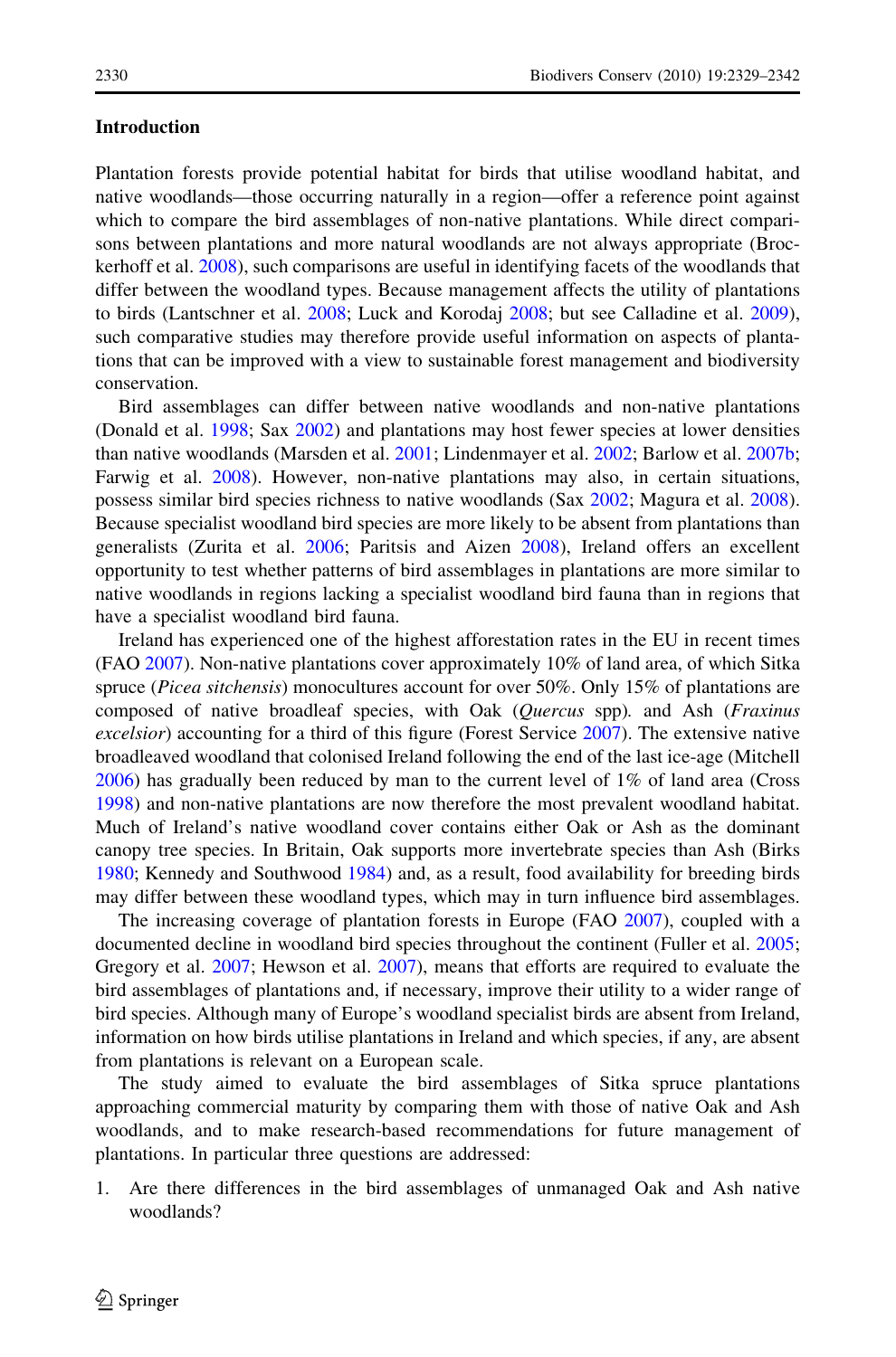## Introduction

Plantation forests provide potential habitat for birds that utilise woodland habitat, and native woodlands—those occurring naturally in a region—offer a reference point against which to compare the bird assemblages of non-native plantations. While direct comparisons between plantations and more natural woodlands are not always appropriate (Brockerhoff et al. 2008), such comparisons are useful in identifying facets of the woodlands that differ between the woodland types. Because management affects the utility of plantations to birds (Lantschner et al. 2008; Luck and Korodaj 2008; but see Calladine et al. 2009), such comparative studies may therefore provide useful information on aspects of plantations that can be improved with a view to sustainable forest management and biodiversity conservation.

Bird assemblages can differ between native woodlands and non-native plantations (Donald et al. 1998; Sax 2002) and plantations may host fewer species at lower densities than native woodlands (Marsden et al. 2001; Lindenmayer et al. 2002; Barlow et al. 2007b; Farwig et al. 2008). However, non-native plantations may also, in certain situations, possess similar bird species richness to native woodlands (Sax 2002; Magura et al. 2008). Because specialist woodland bird species are more likely to be absent from plantations than generalists (Zurita et al. 2006; Paritsis and Aizen 2008), Ireland offers an excellent opportunity to test whether patterns of bird assemblages in plantations are more similar to native woodlands in regions lacking a specialist woodland bird fauna than in regions that have a specialist woodland bird fauna.

Ireland has experienced one of the highest afforestation rates in the EU in recent times (FAO 2007). Non-native plantations cover approximately 10% of land area, of which Sitka spruce (*Picea sitchensis*) monocultures account for over 50%. Only 15% of plantations are composed of native broadleaf species, with Oak (*Quercus* spp). and Ash (*Fraxinus excelsior*) accounting for a third of this figure (Forest Service 2007). The extensive native broadleaved woodland that colonised Ireland following the end of the last ice-age (Mitchell 2006) has gradually been reduced by man to the current level of 1% of land area (Cross 1998) and non-native plantations are now therefore the most prevalent woodland habitat. Much of Ireland's native woodland cover contains either Oak or Ash as the dominant canopy tree species. In Britain, Oak supports more invertebrate species than Ash (Birks 1980; Kennedy and Southwood 1984) and, as a result, food availability for breeding birds may differ between these woodland types, which may in turn influence bird assemblages.

The increasing coverage of plantation forests in Europe (FAO 2007), coupled with a documented decline in woodland bird species throughout the continent (Fuller et al. 2005; Gregory et al. 2007; Hewson et al. 2007), means that efforts are required to evaluate the bird assemblages of plantations and, if necessary, improve their utility to a wider range of bird species. Although many of Europe's woodland specialist birds are absent from Ireland, information on how birds utilise plantations in Ireland and which species, if any, are absent from plantations is relevant on a European scale.

The study aimed to evaluate the bird assemblages of Sitka spruce plantations approaching commercial maturity by comparing them with those of native Oak and Ash woodlands, and to make research-based recommendations for future management of plantations. In particular three questions are addressed:

1. Are there differences in the bird assemblages of unmanaged Oak and Ash native woodlands?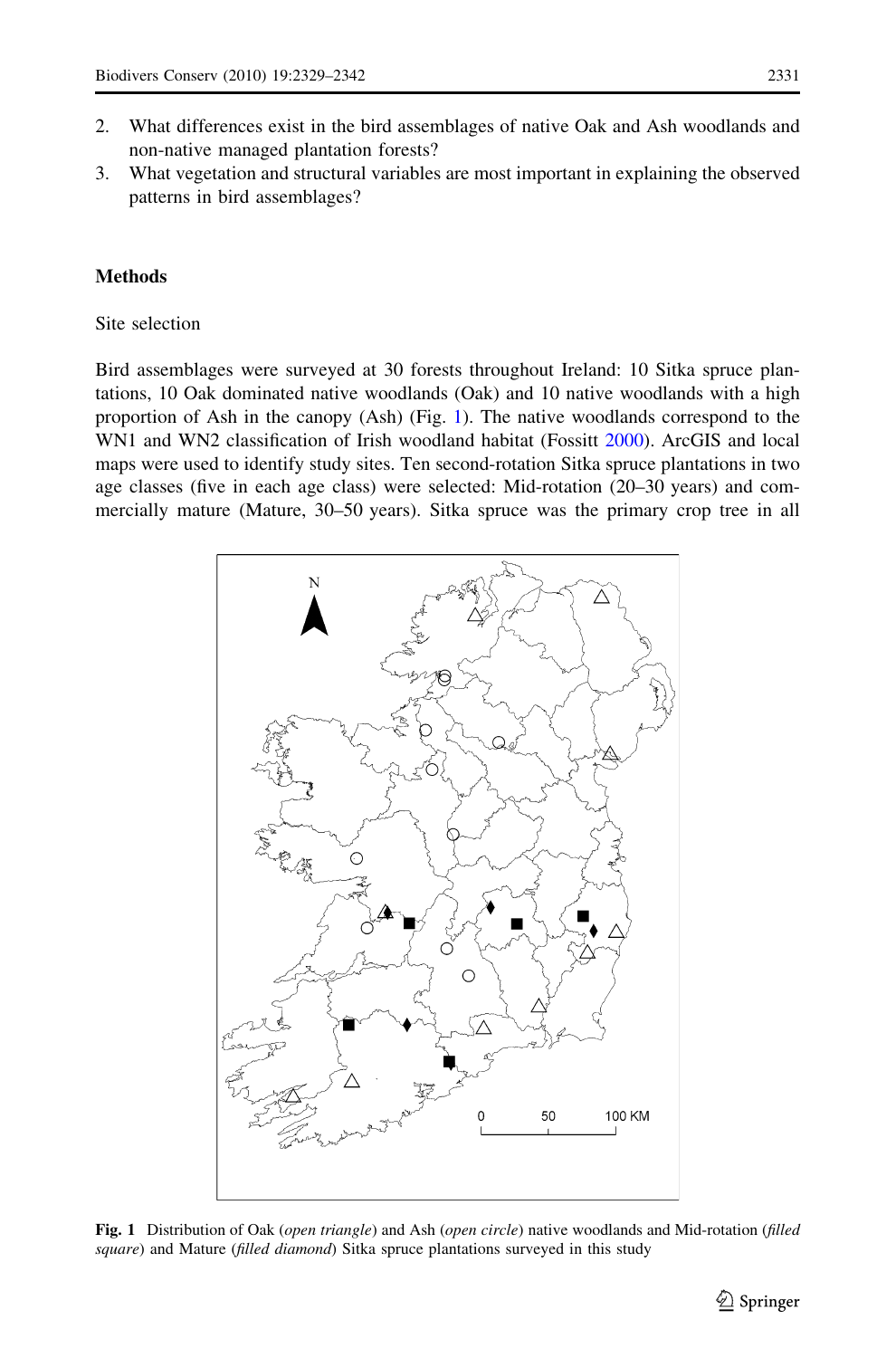2. What differences exist in the bird assemblages of native Oak and Ash woodlands and non-native managed plantation forests?
3. What vegetation and structural variables are most important in explaining the observed patterns in bird assemblages?

## Methods

### Site selection

Bird assemblages were surveyed at 30 forests throughout Ireland: 10 Sitka spruce plantations, 10 Oak dominated native woodlands (Oak) and 10 native woodlands with a high proportion of Ash in the canopy (Ash) (Fig. 1). The native woodlands correspond to the WN1 and WN2 classification of Irish woodland habitat (Fossitt 2000). ArcGIS and local maps were used to identify study sites. Ten second-rotation Sitka spruce plantations in two age classes (five in each age class) were selected: Mid-rotation (20–30 years) and commercially mature (Mature, 30–50 years). Sitka spruce was the primary crop tree in all

**Fig. 1** Distribution of Oak (*open triangle*) and Ash (*open circle*) native woodlands and Mid-rotation (*filled square*) and Mature (*filled diamond*) Sitka spruce plantations surveyed in this study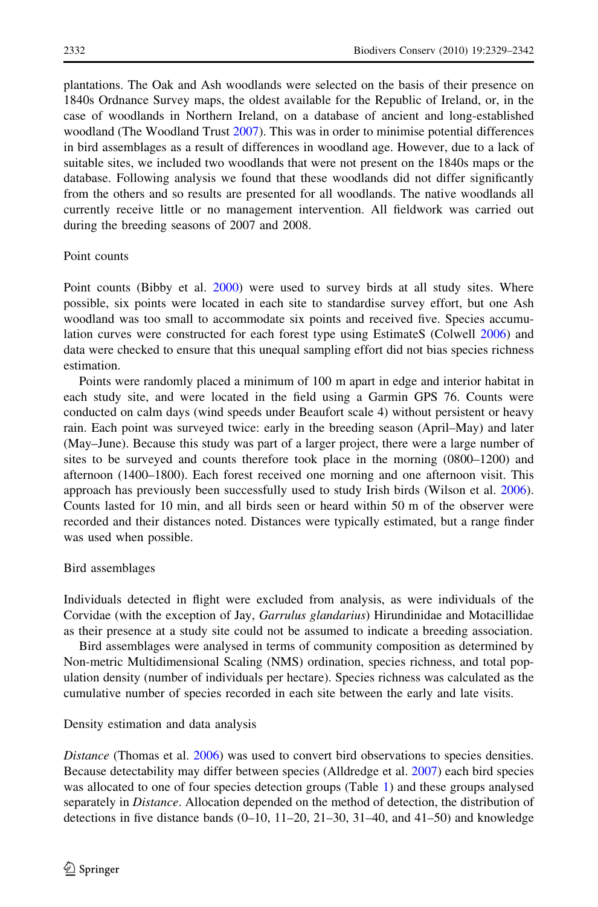plantations. The Oak and Ash woodlands were selected on the basis of their presence on 1840s Ordnance Survey maps, the oldest available for the Republic of Ireland, or, in the case of woodlands in Northern Ireland, on a database of ancient and long-established woodland (The Woodland Trust 2007). This was in order to minimise potential differences in bird assemblages as a result of differences in woodland age. However, due to a lack of suitable sites, we included two woodlands that were not present on the 1840s maps or the database. Following analysis we found that these woodlands did not differ significantly from the others and so results are presented for all woodlands. The native woodlands all currently receive little or no management intervention. All fieldwork was carried out during the breeding seasons of 2007 and 2008.

## Point counts

Point counts (Bibby et al. 2000) were used to survey birds at all study sites. Where possible, six points were located in each site to standardise survey effort, but one Ash woodland was too small to accommodate six points and received five. Species accumulation curves were constructed for each forest type using EstimateS (Colwell 2006) and data were checked to ensure that this unequal sampling effort did not bias species richness estimation.

Points were randomly placed a minimum of 100 m apart in edge and interior habitat in each study site, and were located in the field using a Garmin GPS 76. Counts were conducted on calm days (wind speeds under Beaufort scale 4) without persistent or heavy rain. Each point was surveyed twice: early in the breeding season (April–May) and later (May–June). Because this study was part of a larger project, there were a large number of sites to be surveyed and counts therefore took place in the morning (0800–1200) and afternoon (1400–1800). Each forest received one morning and one afternoon visit. This approach has previously been successfully used to study Irish birds (Wilson et al. 2006). Counts lasted for 10 min, and all birds seen or heard within 50 m of the observer were recorded and their distances noted. Distances were typically estimated, but a range finder was used when possible.

## Bird assemblages

Individuals detected in flight were excluded from analysis, as were individuals of the Corvidae (with the exception of Jay, *Garrulus glandarius*) Hirundinidae and Motacillidae as their presence at a study site could not be assumed to indicate a breeding association.

Bird assemblages were analysed in terms of community composition as determined by Non-metric Multidimensional Scaling (NMS) ordination, species richness, and total population density (number of individuals per hectare). Species richness was calculated as the cumulative number of species recorded in each site between the early and late visits.

## Density estimation and data analysis

*Distance* (Thomas et al. 2006) was used to convert bird observations to species densities. Because detectability may differ between species (Alldredge et al. 2007) each bird species was allocated to one of four species detection groups (Table 1) and these groups analysed separately in *Distance*. Allocation depended on the method of detection, the distribution of detections in five distance bands (0–10, 11–20, 21–30, 31–40, and 41–50) and knowledge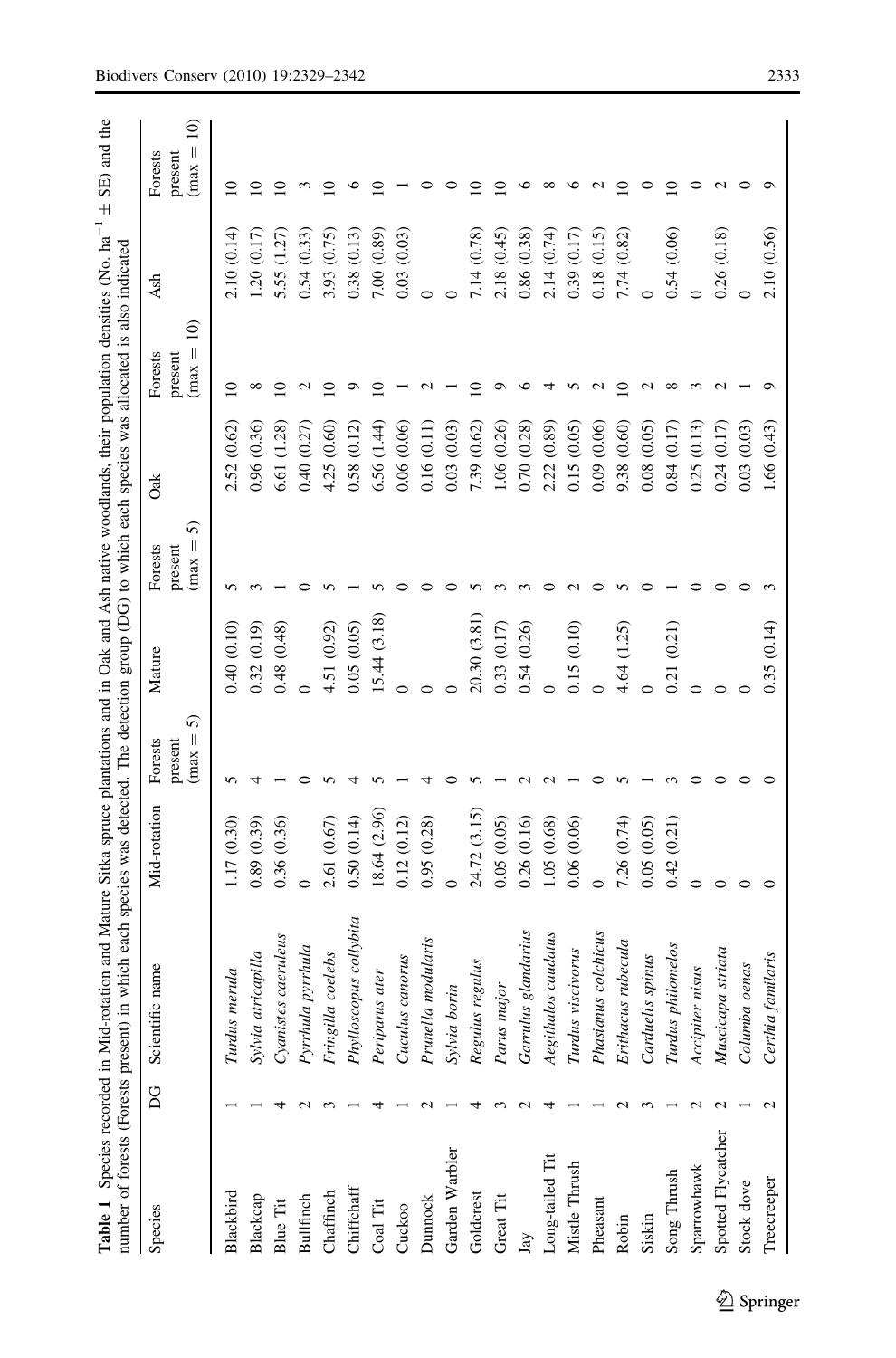**Table 1** Species recorded in Mid-rotation and Mature Sitka spruce plantations and in Oak and Ash native woodlands, their population densities (No. $ha^{-1}$ ± SE) and the number of forests (Forests present) in which each species was detected. The detection group (DG) to which each species was allocated is also indicated

| Species | DG | Scientific name | Mid-rotation | Forests present (max = 5) | Mature | Forests present (max = 5) | Oak | Forests present (max = 10) | Ash | Forests present (max = 10) |
|---|---|---|---|---|---|---|---|---|---|---|
| Blackbird | 1 | *Turdus merula* | 1.17 (0.30) | 5 | 0.40 (0.10) | 5 | 2.52 (0.62) | 10 | 2.10 (0.14) | 10 |
| Blackcap | 1 | *Sylvia atricapilla* | 0.89 (0.39) | 4 | 0.32 (0.19) | 3 | 0.96 (0.36) | 8 | 1.20 (0.17) | 10 |
| Blue Tit | 4 | *Cyanistes caeruleus* | 0.36 (0.36) | 1 | 0.48 (0.48) | 1 | 6.61 (1.28) | 10 | 5.55 (1.27) | 10 |
| Bullfinch | 2 | *Pyrrhula pyrrhula* | 0 | 0 | 0 | 0 | 0.40 (0.27) | 2 | 0.54 (0.33) | 3 |
| Chaffinch | 3 | *Fringilla coelebs* | 2.61 (0.67) | 5 | 4.51 (0.92) | 5 | 4.25 (0.60) | 10 | 3.93 (0.75) | 10 |
| Chiffchaff | 1 | *Phylloscopus collybita* | 0.50 (0.14) | 4 | 0.05 (0.05) | 1 | 0.58 (0.12) | 9 | 0.38 (0.13) | 6 |
| Coal Tit | 4 | *Periparus ater* | 18.64 (2.96) | 5 | 15.44 (3.18) | 5 | 6.56 (1.44) | 10 | 7.00 (0.89) | 10 |
| Cuckoo | 1 | *Cuculus canorus* | 0.12 (0.12) | 1 | 0 | 0 | 0.06 (0.06) | 1 | 0.03 (0.03) | 1 |
| Dunnock | 2 | *Prunella modularis* | 0.95 (0.28) | 4 | 0 | 0 | 0.16 (0.11) | 2 | 0 | 0 |
| Garden Warbler | 1 | *Sylvia borin* | 0 | 0 | 0 | 0 | 0.03 (0.03) | 1 | 0 | 0 |
| Goldcrest | 4 | *Regulus regulus* | 24.72 (3.15) | 5 | 20.30 (3.81) | 5 | 7.39 (0.62) | 10 | 7.14 (0.78) | 10 |
| Great Tit | 3 | *Parus major* | 0.05 (0.05) | 1 | 0.33 (0.17) | 3 | 1.06 (0.26) | 9 | 2.18 (0.45) | 10 |
| Jay | 2 | *Garrulus glandarius* | 0.26 (0.16) | 2 | 0.54 (0.26) | 3 | 0.70 (0.28) | 6 | 0.86 (0.38) | 6 |
| Long-tailed Tit | 4 | *Aegithalos caudatus* | 1.05 (0.68) | 2 | 0 | 0 | 2.22 (0.89) | 4 | 2.14 (0.74) | 8 |
| Mistle Thrush | 1 | *Turdus viscivorus* | 0.06 (0.06) | 1 | 0.15 (0.10) | 2 | 0.15 (0.05) | 5 | 0.39 (0.17) | 6 |
| Pheasant | 1 | *Phasianus colchicus* | 0 | 0 | 0 | 0 | 0.09 (0.06) | 2 | 0.18 (0.15) | 2 |
| Robin | 2 | *Erithacus rubecula* | 7.26 (0.74) | 5 | 4.64 (1.25) | 5 | 9.38 (0.60) | 10 | 7.74 (0.82) | 10 |
| Siskin | 3 | *Carduelis spinus* | 0.05 (0.05) | 1 | 0 | 0 | 0.08 (0.05) | 2 | 0 | 0 |
| Song Thrush | 1 | *Turdus philomelos* | 0.42 (0.21) | 3 | 0.21 (0.21) | 1 | 0.84 (0.17) | 8 | 0.54 (0.06) | 10 |
| Sparrowhawk | 2 | *Accipiter nisus* | 0 | 0 | 0 | 0 | 0.25 (0.13) | 3 | 0 | 0 |
| Spotted Flycatcher | 2 | *Muscicapa striata* | 0 | 0 | 0 | 0 | 0.24 (0.17) | 2 | 0.26 (0.18) | 2 |
| Stock dove | 1 | *Columba oenas* | 0 | 0 | 0 | 0 | 0.03 (0.03) | 1 | 0 | 0 |
| Treecreeper | 2 | *Certhia familaris* | 0 | 0 | 0.35 (0.14) | 3 | 1.66 (0.43) | 9 | 2.10 (0.56) | 9 |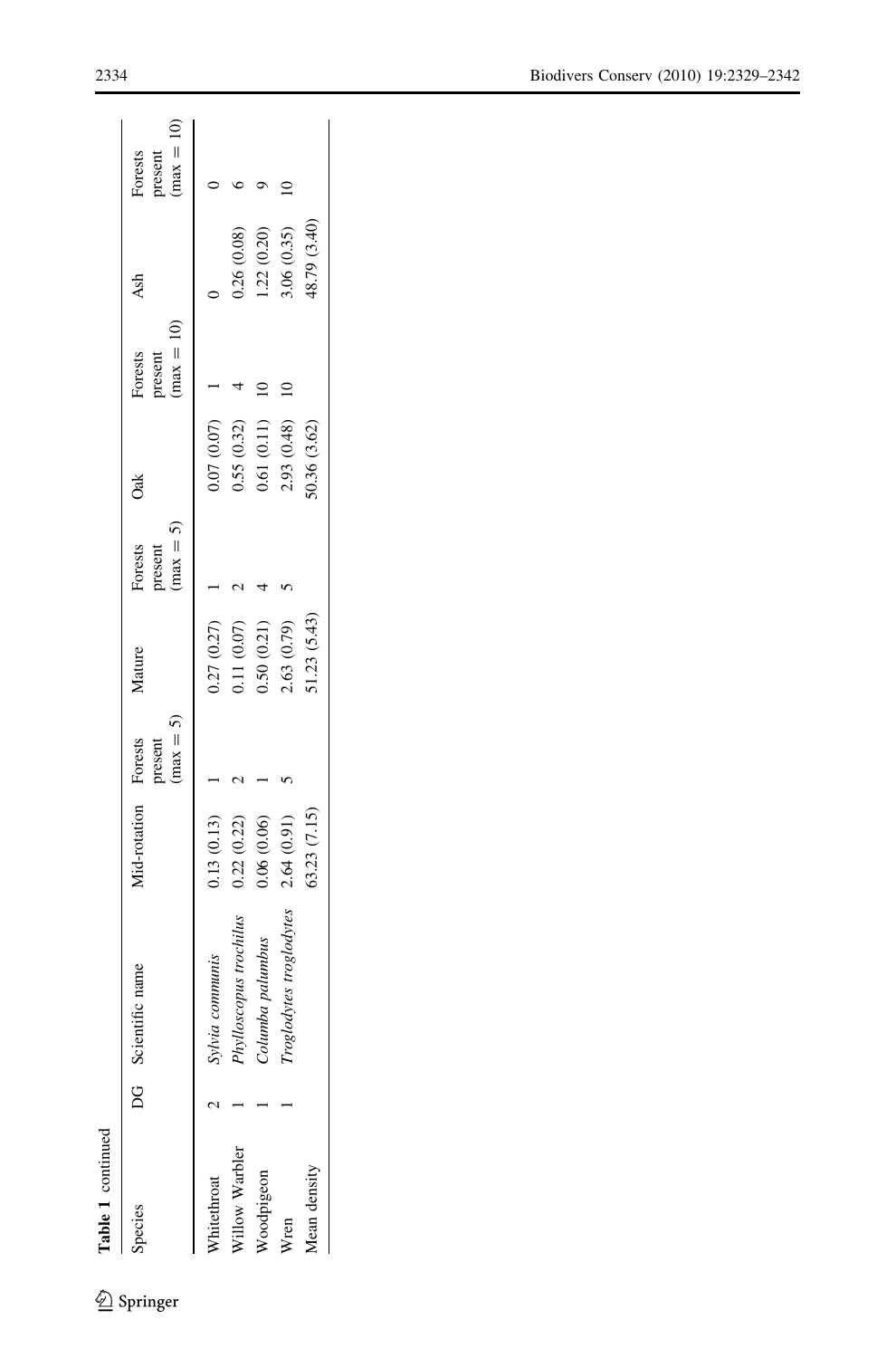**Table 1** continued

| Species | DG | Scientific name | Mid-rotation | Forests present (max = 5) | Mature | Forests present (max = 5) | Oak | Forests present (max = 10) | Ash | Forests present (max = 10) |
|---|---|---|---|---|---|---|---|---|---|---|
| Whitethroat | 2 | *Sylvia communis* | 0.13 (0.13) | 1 | 0.27 (0.27) | 1 | 0.07 (0.07) | 1 | 0 | 0 |
| Willow Warbler | 1 | *Phylloscopus trochilus* | 0.22 (0.22) | 2 | 0.11 (0.07) | 2 | 0.55 (0.32) | 4 | 0.26 (0.08) | 6 |
| Woodpigeon | 1 | *Columba palumbus* | 0.06 (0.06) | 1 | 0.50 (0.21) | 4 | 0.61 (0.11) | 10 | 1.22 (0.20) | 9 |
| Wren | 1 | *Troglodytes troglodytes* | 2.64 (0.91) | 5 | 2.63 (0.79) | 5 | 2.93 (0.48) | 10 | 3.06 (0.35) | 10 |
| Mean density | | | 63.23 (7.15) | | 51.23 (5.43) | | 50.36 (3.62) | | 48.79 (3.40) | |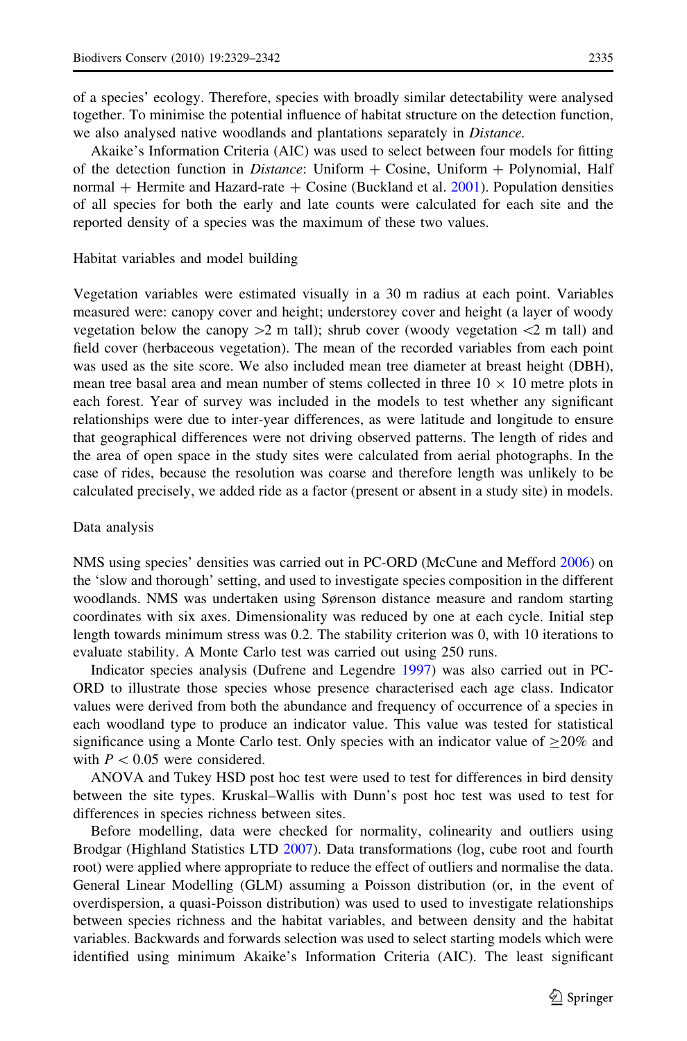of a species' ecology. Therefore, species with broadly similar detectability were analysed together. To minimise the potential influence of habitat structure on the detection function, we also analysed native woodlands and plantations separately in *Distance*.

Akaike's Information Criteria (AIC) was used to select between four models for fitting of the detection function in *Distance*: Uniform + Cosine, Uniform + Polynomial, Half normal + Hermite and Hazard-rate + Cosine (Buckland et al. 2001). Population densities of all species for both the early and late counts were calculated for each site and the reported density of a species was the maximum of these two values.

### Habitat variables and model building

Vegetation variables were estimated visually in a 30 m radius at each point. Variables measured were: canopy cover and height; understorey cover and height (a layer of woody vegetation below the canopy >2 m tall); shrub cover (woody vegetation <2 m tall) and field cover (herbaceous vegetation). The mean of the recorded variables from each point was used as the site score. We also included mean tree diameter at breast height (DBH), mean tree basal area and mean number of stems collected in three 10 × 10 metre plots in each forest. Year of survey was included in the models to test whether any significant relationships were due to inter-year differences, as were latitude and longitude to ensure that geographical differences were not driving observed patterns. The length of rides and the area of open space in the study sites were calculated from aerial photographs. In the case of rides, because the resolution was coarse and therefore length was unlikely to be calculated precisely, we added ride as a factor (present or absent in a study site) in models.

### Data analysis

NMS using species' densities was carried out in PC-ORD (McCune and Mefford 2006) on the 'slow and thorough' setting, and used to investigate species composition in the different woodlands. NMS was undertaken using Sørenson distance measure and random starting coordinates with six axes. Dimensionality was reduced by one at each cycle. Initial step length towards minimum stress was 0.2. The stability criterion was 0, with 10 iterations to evaluate stability. A Monte Carlo test was carried out using 250 runs.

Indicator species analysis (Dufrene and Legendre 1997) was also carried out in PC-ORD to illustrate those species whose presence characterised each age class. Indicator values were derived from both the abundance and frequency of occurrence of a species in each woodland type to produce an indicator value. This value was tested for statistical significance using a Monte Carlo test. Only species with an indicator value of $\geq$20% and with $P < 0.05$ were considered.

ANOVA and Tukey HSD post hoc test were used to test for differences in bird density between the site types. Kruskal–Wallis with Dunn's post hoc test was used to test for differences in species richness between sites.

Before modelling, data were checked for normality, colinearity and outliers using Brodgar (Highland Statistics LTD 2007). Data transformations (log, cube root and fourth root) were applied where appropriate to reduce the effect of outliers and normalise the data. General Linear Modelling (GLM) assuming a Poisson distribution (or, in the event of overdispersion, a quasi-Poisson distribution) was used to used to investigate relationships between species richness and the habitat variables, and between density and the habitat variables. Backwards and forwards selection was used to select starting models which were identified using minimum Akaike's Information Criteria (AIC). The least significant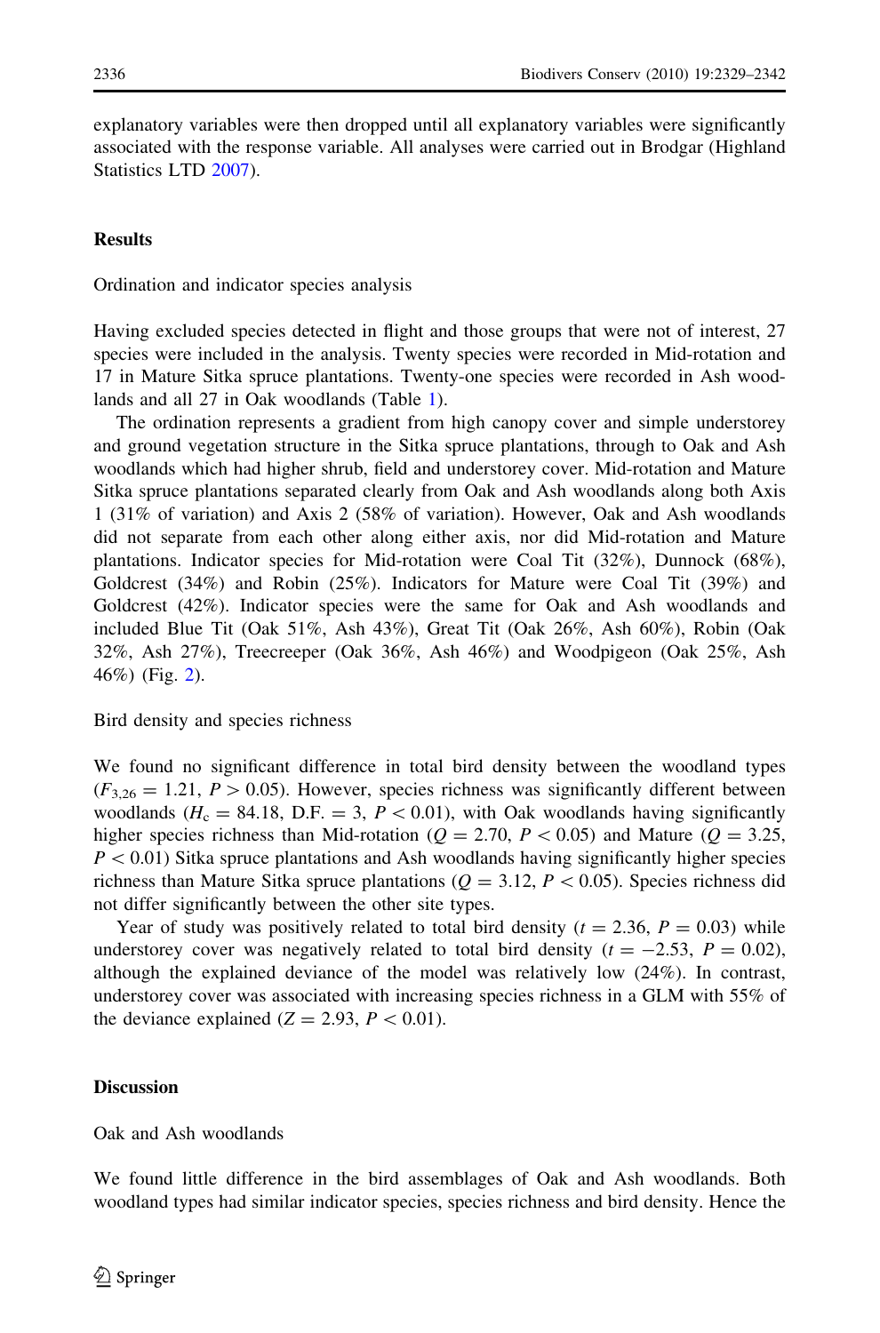explanatory variables were then dropped until all explanatory variables were significantly associated with the response variable. All analyses were carried out in Brodgar (Highland Statistics LTD 2007).

## Results

### Ordination and indicator species analysis

Having excluded species detected in flight and those groups that were not of interest, 27 species were included in the analysis. Twenty species were recorded in Mid-rotation and 17 in Mature Sitka spruce plantations. Twenty-one species were recorded in Ash woodlands and all 27 in Oak woodlands (Table 1).

The ordination represents a gradient from high canopy cover and simple understorey and ground vegetation structure in the Sitka spruce plantations, through to Oak and Ash woodlands which had higher shrub, field and understorey cover. Mid-rotation and Mature Sitka spruce plantations separated clearly from Oak and Ash woodlands along both Axis 1 (31% of variation) and Axis 2 (58% of variation). However, Oak and Ash woodlands did not separate from each other along either axis, nor did Mid-rotation and Mature plantations. Indicator species for Mid-rotation were Coal Tit (32%), Dunnock (68%), Goldcrest (34%) and Robin (25%). Indicators for Mature were Coal Tit (39%) and Goldcrest (42%). Indicator species were the same for Oak and Ash woodlands and included Blue Tit (Oak 51%, Ash 43%), Great Tit (Oak 26%, Ash 60%), Robin (Oak 32%, Ash 27%), Treecreeper (Oak 36%, Ash 46%) and Woodpigeon (Oak 25%, Ash 46%) (Fig. 2).

### Bird density and species richness

We found no significant difference in total bird density between the woodland types ($F_{3,26} = 1.21$, $P > 0.05$). However, species richness was significantly different between woodlands ($H_c = 84.18$, D.F. $= 3$, $P < 0.01$), with Oak woodlands having significantly higher species richness than Mid-rotation ($Q = 2.70$, $P < 0.05$) and Mature ($Q = 3.25$, $P < 0.01$) Sitka spruce plantations and Ash woodlands having significantly higher species richness than Mature Sitka spruce plantations ($Q = 3.12$, $P < 0.05$). Species richness did not differ significantly between the other site types.

Year of study was positively related to total bird density ($t = 2.36$, $P = 0.03$) while understorey cover was negatively related to total bird density ($t = -2.53$, $P = 0.02$), although the explained deviance of the model was relatively low (24%). In contrast, understorey cover was associated with increasing species richness in a GLM with 55% of the deviance explained ($Z = 2.93$, $P < 0.01$).

## Discussion

### Oak and Ash woodlands

We found little difference in the bird assemblages of Oak and Ash woodlands. Both woodland types had similar indicator species, species richness and bird density. Hence the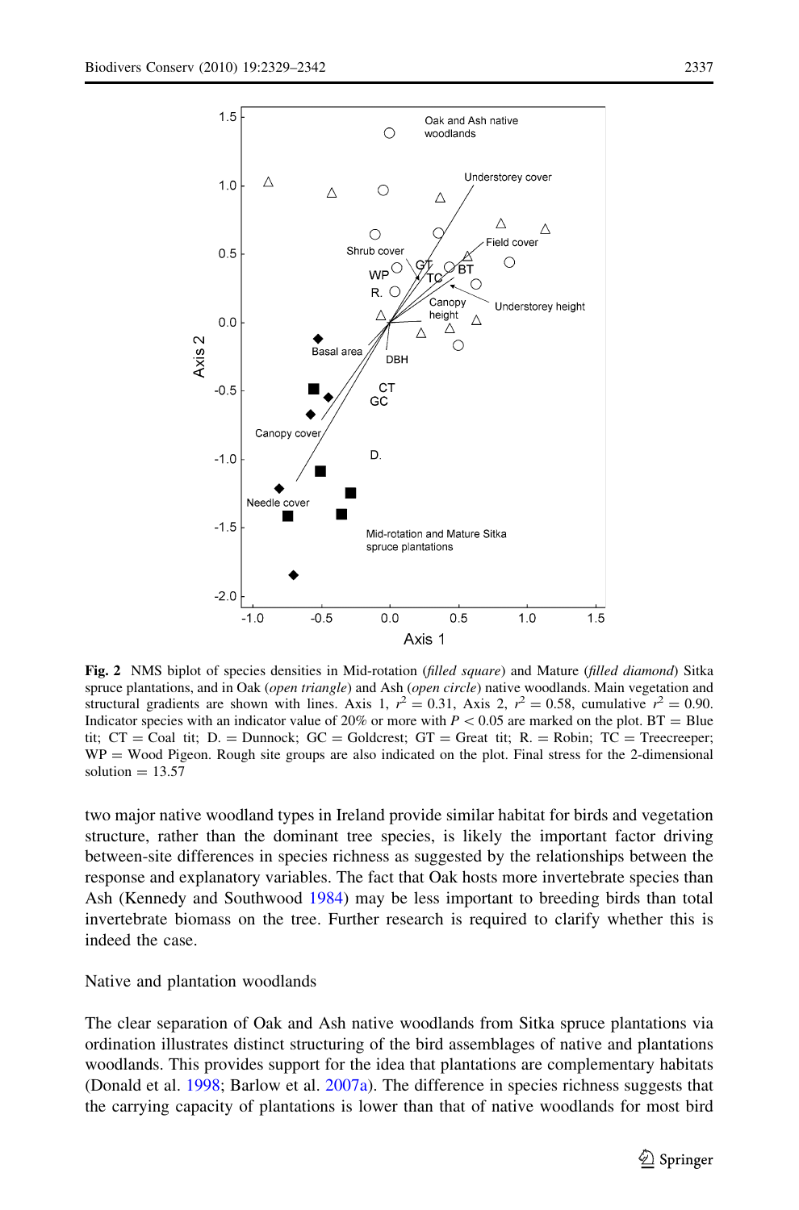**Fig. 2** NMS biplot of species densities in Mid-rotation (*filled square*) and Mature (*filled diamond*) Sitka spruce plantations, and in Oak (*open triangle*) and Ash (*open circle*) native woodlands. Main vegetation and structural gradients are shown with lines. Axis 1, $r^2 = 0.31$, Axis 2, $r^2 = 0.58$, cumulative $r^2 = 0.90$. Indicator species with an indicator value of 20% or more with $P < 0.05$ are marked on the plot. BT = Blue tit; CT = Coal tit; D. = Dunnock; GC = Goldcrest; GT = Great tit; R. = Robin; TC = Treecreeper; WP = Wood Pigeon. Rough site groups are also indicated on the plot. Final stress for the 2-dimensional solution = 13.57

two major native woodland types in Ireland provide similar habitat for birds and vegetation structure, rather than the dominant tree species, is likely the important factor driving between-site differences in species richness as suggested by the relationships between the response and explanatory variables. The fact that Oak hosts more invertebrate species than Ash (Kennedy and Southwood 1984) may be less important to breeding birds than total invertebrate biomass on the tree. Further research is required to clarify whether this is indeed the case.

## Native and plantation woodlands

The clear separation of Oak and Ash native woodlands from Sitka spruce plantations via ordination illustrates distinct structuring of the bird assemblages of native and plantations woodlands. This provides support for the idea that plantations are complementary habitats (Donald et al. 1998; Barlow et al. 2007a). The difference in species richness suggests that the carrying capacity of plantations is lower than that of native woodlands for most bird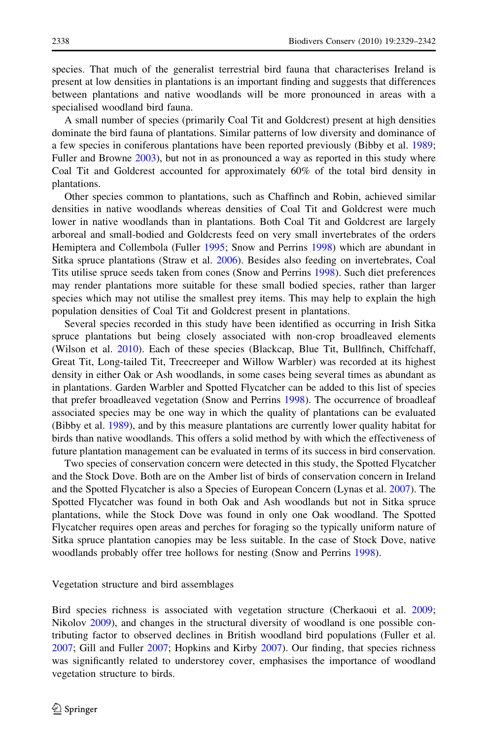species. That much of the generalist terrestrial bird fauna that characterises Ireland is present at low densities in plantations is an important finding and suggests that differences between plantations and native woodlands will be more pronounced in areas with a specialised woodland bird fauna.

A small number of species (primarily Coal Tit and Goldcrest) present at high densities dominate the bird fauna of plantations. Similar patterns of low diversity and dominance of a few species in coniferous plantations have been reported previously (Bibby et al. 1989; Fuller and Browne 2003), but not in as pronounced a way as reported in this study where Coal Tit and Goldcrest accounted for approximately 60% of the total bird density in plantations.

Other species common to plantations, such as Chaffinch and Robin, achieved similar densities in native woodlands whereas densities of Coal Tit and Goldcrest were much lower in native woodlands than in plantations. Both Coal Tit and Goldcrest are largely arboreal and small-bodied and Goldcrests feed on very small invertebrates of the orders Hemiptera and Collembola (Fuller 1995; Snow and Perrins 1998) which are abundant in Sitka spruce plantations (Straw et al. 2006). Besides also feeding on invertebrates, Coal Tits utilise spruce seeds taken from cones (Snow and Perrins 1998). Such diet preferences may render plantations more suitable for these small bodied species, rather than larger species which may not utilise the smallest prey items. This may help to explain the high population densities of Coal Tit and Goldcrest present in plantations.

Several species recorded in this study have been identified as occurring in Irish Sitka spruce plantations but being closely associated with non-crop broadleaved elements (Wilson et al. 2010). Each of these species (Blackcap, Blue Tit, Bullfinch, Chiffchaff, Great Tit, Long-tailed Tit, Treecreeper and Willow Warbler) was recorded at its highest density in either Oak or Ash woodlands, in some cases being several times as abundant as in plantations. Garden Warbler and Spotted Flycatcher can be added to this list of species that prefer broadleaved vegetation (Snow and Perrins 1998). The occurrence of broadleaf associated species may be one way in which the quality of plantations can be evaluated (Bibby et al. 1989), and by this measure plantations are currently lower quality habitat for birds than native woodlands. This offers a solid method by with which the effectiveness of future plantation management can be evaluated in terms of its success in bird conservation.

Two species of conservation concern were detected in this study, the Spotted Flycatcher and the Stock Dove. Both are on the Amber list of birds of conservation concern in Ireland and the Spotted Flycatcher is also a Species of European Concern (Lynas et al. 2007). The Spotted Flycatcher was found in both Oak and Ash woodlands but not in Sitka spruce plantations, while the Stock Dove was found in only one Oak woodland. The Spotted Flycatcher requires open areas and perches for foraging so the typically uniform nature of Sitka spruce plantation canopies may be less suitable. In the case of Stock Dove, native woodlands probably offer tree hollows for nesting (Snow and Perrins 1998).

## Vegetation structure and bird assemblages

Bird species richness is associated with vegetation structure (Cherkaoui et al. 2009; Nikolov 2009), and changes in the structural diversity of woodland is one possible contributing factor to observed declines in British woodland bird populations (Fuller et al. 2007; Gill and Fuller 2007; Hopkins and Kirby 2007). Our finding, that species richness was significantly related to understorey cover, emphasises the importance of woodland vegetation structure to birds.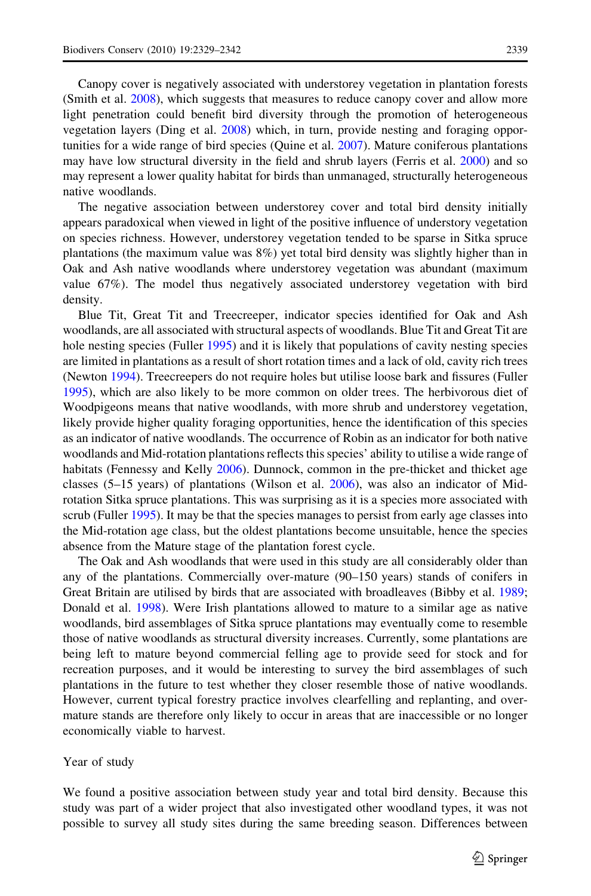Canopy cover is negatively associated with understorey vegetation in plantation forests (Smith et al. 2008), which suggests that measures to reduce canopy cover and allow more light penetration could benefit bird diversity through the promotion of heterogeneous vegetation layers (Ding et al. 2008) which, in turn, provide nesting and foraging opportunities for a wide range of bird species (Quine et al. 2007). Mature coniferous plantations may have low structural diversity in the field and shrub layers (Ferris et al. 2000) and so may represent a lower quality habitat for birds than unmanaged, structurally heterogeneous native woodlands.

The negative association between understorey cover and total bird density initially appears paradoxical when viewed in light of the positive influence of understory vegetation on species richness. However, understorey vegetation tended to be sparse in Sitka spruce plantations (the maximum value was 8%) yet total bird density was slightly higher than in Oak and Ash native woodlands where understorey vegetation was abundant (maximum value 67%). The model thus negatively associated understorey vegetation with bird density.

Blue Tit, Great Tit and Treecreeper, indicator species identified for Oak and Ash woodlands, are all associated with structural aspects of woodlands. Blue Tit and Great Tit are hole nesting species (Fuller 1995) and it is likely that populations of cavity nesting species are limited in plantations as a result of short rotation times and a lack of old, cavity rich trees (Newton 1994). Treecreepers do not require holes but utilise loose bark and fissures (Fuller 1995), which are also likely to be more common on older trees. The herbivorous diet of Woodpigeons means that native woodlands, with more shrub and understorey vegetation, likely provide higher quality foraging opportunities, hence the identification of this species as an indicator of native woodlands. The occurrence of Robin as an indicator for both native woodlands and Mid-rotation plantations reflects this species' ability to utilise a wide range of habitats (Fennessy and Kelly 2006). Dunnock, common in the pre-thicket and thicket age classes (5–15 years) of plantations (Wilson et al. 2006), was also an indicator of Mid-rotation Sitka spruce plantations. This was surprising as it is a species more associated with scrub (Fuller 1995). It may be that the species manages to persist from early age classes into the Mid-rotation age class, but the oldest plantations become unsuitable, hence the species absence from the Mature stage of the plantation forest cycle.

The Oak and Ash woodlands that were used in this study are all considerably older than any of the plantations. Commercially over-mature (90–150 years) stands of conifers in Great Britain are utilised by birds that are associated with broadleaves (Bibby et al. 1989; Donald et al. 1998). Were Irish plantations allowed to mature to a similar age as native woodlands, bird assemblages of Sitka spruce plantations may eventually come to resemble those of native woodlands as structural diversity increases. Currently, some plantations are being left to mature beyond commercial felling age to provide seed for stock and for recreation purposes, and it would be interesting to survey the bird assemblages of such plantations in the future to test whether they closer resemble those of native woodlands. However, current typical forestry practice involves clearfelling and replanting, and over-mature stands are therefore only likely to occur in areas that are inaccessible or no longer economically viable to harvest.

### Year of study

We found a positive association between study year and total bird density. Because this study was part of a wider project that also investigated other woodland types, it was not possible to survey all study sites during the same breeding season. Differences between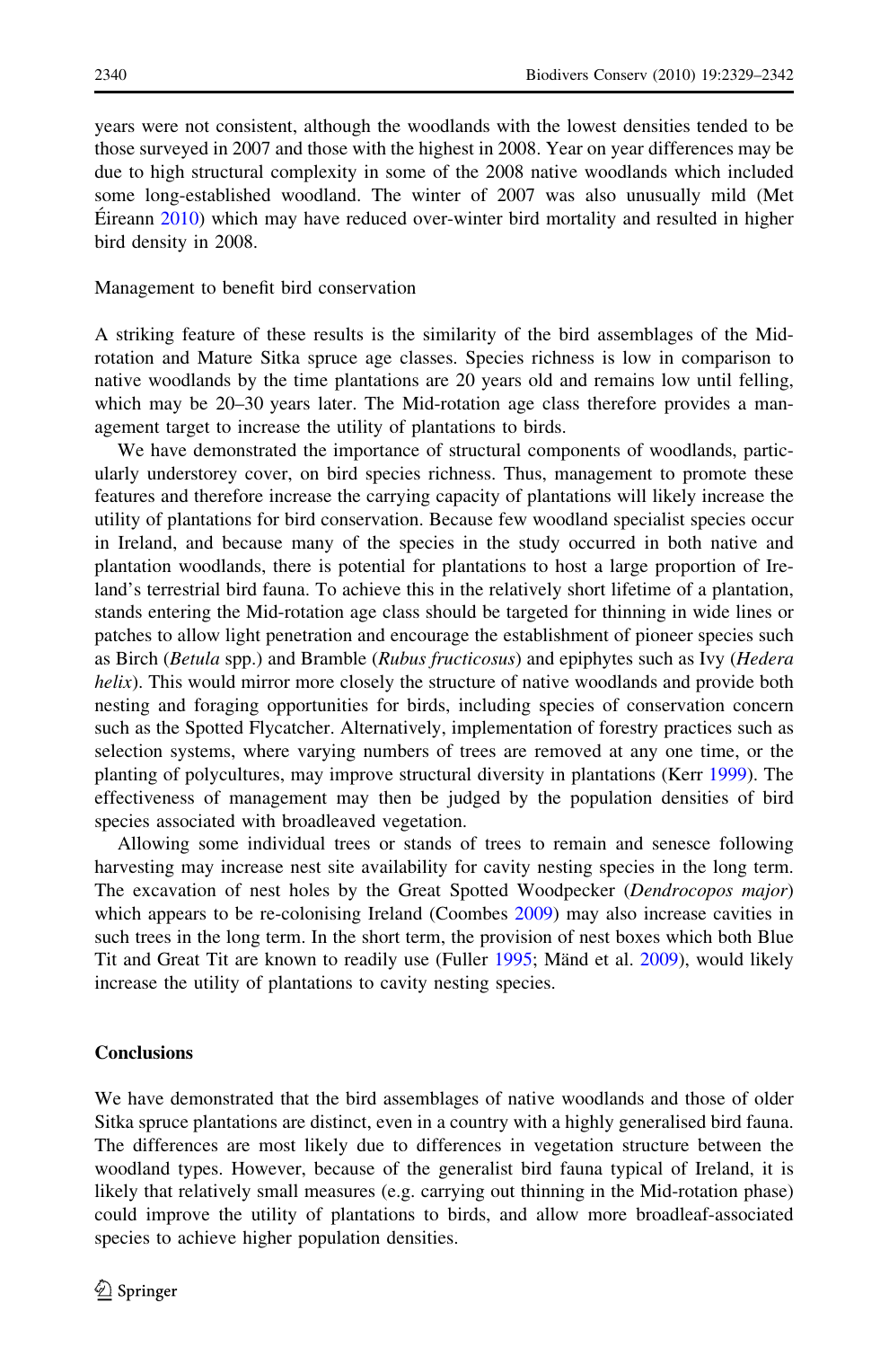years were not consistent, although the woodlands with the lowest densities tended to be those surveyed in 2007 and those with the highest in 2008. Year on year differences may be due to high structural complexity in some of the 2008 native woodlands which included some long-established woodland. The winter of 2007 was also unusually mild (Met Éireann 2010) which may have reduced over-winter bird mortality and resulted in higher bird density in 2008.

### Management to benefit bird conservation

A striking feature of these results is the similarity of the bird assemblages of the Mid-rotation and Mature Sitka spruce age classes. Species richness is low in comparison to native woodlands by the time plantations are 20 years old and remains low until felling, which may be 20–30 years later. The Mid-rotation age class therefore provides a management target to increase the utility of plantations to birds.

We have demonstrated the importance of structural components of woodlands, particularly understorey cover, on bird species richness. Thus, management to promote these features and therefore increase the carrying capacity of plantations will likely increase the utility of plantations for bird conservation. Because few woodland specialist species occur in Ireland, and because many of the species in the study occurred in both native and plantation woodlands, there is potential for plantations to host a large proportion of Ireland's terrestrial bird fauna. To achieve this in the relatively short lifetime of a plantation, stands entering the Mid-rotation age class should be targeted for thinning in wide lines or patches to allow light penetration and encourage the establishment of pioneer species such as Birch (*Betula* spp.) and Bramble (*Rubus fructicosus*) and epiphytes such as Ivy (*Hedera helix*). This would mirror more closely the structure of native woodlands and provide both nesting and foraging opportunities for birds, including species of conservation concern such as the Spotted Flycatcher. Alternatively, implementation of forestry practices such as selection systems, where varying numbers of trees are removed at any one time, or the planting of polycultures, may improve structural diversity in plantations (Kerr 1999). The effectiveness of management may then be judged by the population densities of bird species associated with broadleaved vegetation.

Allowing some individual trees or stands of trees to remain and senesce following harvesting may increase nest site availability for cavity nesting species in the long term. The excavation of nest holes by the Great Spotted Woodpecker (*Dendrocopos major*) which appears to be re-colonising Ireland (Coombes 2009) may also increase cavities in such trees in the long term. In the short term, the provision of nest boxes which both Blue Tit and Great Tit are known to readily use (Fuller 1995; Mänd et al. 2009), would likely increase the utility of plantations to cavity nesting species.

## Conclusions

We have demonstrated that the bird assemblages of native woodlands and those of older Sitka spruce plantations are distinct, even in a country with a highly generalised bird fauna. The differences are most likely due to differences in vegetation structure between the woodland types. However, because of the generalist bird fauna typical of Ireland, it is likely that relatively small measures (e.g. carrying out thinning in the Mid-rotation phase) could improve the utility of plantations to birds, and allow more broadleaf-associated species to achieve higher population densities.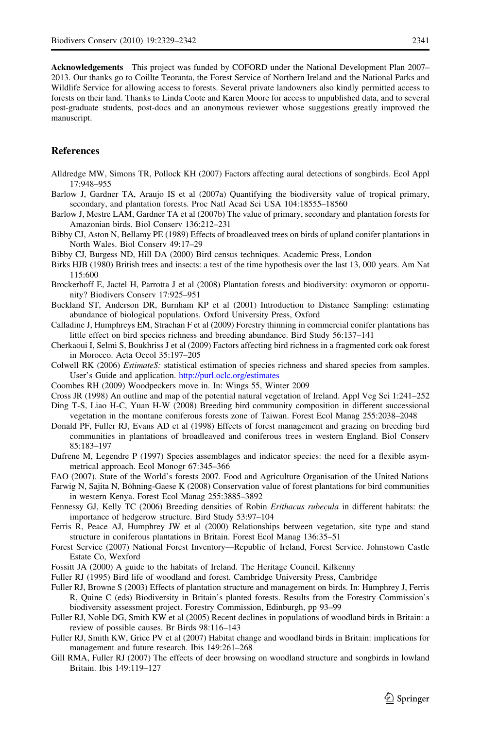**Acknowledgements** This project was funded by COFORD under the National Development Plan 2007–2013. Our thanks go to Coillte Teoranta, the Forest Service of Northern Ireland and the National Parks and Wildlife Service for allowing access to forests. Several private landowners also kindly permitted access to forests on their land. Thanks to Linda Coote and Karen Moore for access to unpublished data, and to several post-graduate students, post-docs and an anonymous reviewer whose suggestions greatly improved the manuscript.

## References

Alldredge MW, Simons TR, Pollock KH (2007) Factors affecting aural detections of songbirds. Ecol Appl 17:948–955

Barlow J, Gardner TA, Araujo IS et al (2007a) Quantifying the biodiversity value of tropical primary, secondary, and plantation forests. Proc Natl Acad Sci USA 104:18555–18560

Barlow J, Mestre LAM, Gardner TA et al (2007b) The value of primary, secondary and plantation forests for Amazonian birds. Biol Conserv 136:212–231

Bibby CJ, Aston N, Bellamy PE (1989) Effects of broadleaved trees on birds of upland conifer plantations in North Wales. Biol Conserv 49:17–29

Bibby CJ, Burgess ND, Hill DA (2000) Bird census techniques. Academic Press, London

Birks HJB (1980) British trees and insects: a test of the time hypothesis over the last 13, 000 years. Am Nat 115:600

Brockerhoff E, Jactel H, Parrotta J et al (2008) Plantation forests and biodiversity: oxymoron or opportunity? Biodivers Conserv 17:925–951

Buckland ST, Anderson DR, Burnham KP et al (2001) Introduction to Distance Sampling: estimating abundance of biological populations. Oxford University Press, Oxford

Calladine J, Humphreys EM, Strachan F et al (2009) Forestry thinning in commercial conifer plantations has little effect on bird species richness and breeding abundance. Bird Study 56:137–141

Cherkaoui I, Selmi S, Boukhriss J et al (2009) Factors affecting bird richness in a fragmented cork oak forest in Morocco. Acta Oecol 35:197–205

Colwell RK (2006) *EstimateS:* statistical estimation of species richness and shared species from samples. User's Guide and application. http://purl.oclc.org/estimates

Coombes RH (2009) Woodpeckers move in. In: Wings 55, Winter 2009

Cross JR (1998) An outline and map of the potential natural vegetation of Ireland. Appl Veg Sci 1:241–252

Ding T-S, Liao H-C, Yuan H-W (2008) Breeding bird community composition in different successional vegetation in the montane coniferous forests zone of Taiwan. Forest Ecol Manag 255:2038–2048

Donald PF, Fuller RJ, Evans AD et al (1998) Effects of forest management and grazing on breeding bird communities in plantations of broadleaved and coniferous trees in western England. Biol Conserv 85:183–197

Dufrene M, Legendre P (1997) Species assemblages and indicator species: the need for a flexible asymmetrical approach. Ecol Monogr 67:345–366

FAO (2007). State of the World's forests 2007. Food and Agriculture Organisation of the United Nations

Farwig N, Sajita N, Böhning-Gaese K (2008) Conservation value of forest plantations for bird communities in western Kenya. Forest Ecol Manag 255:3885–3892

Fennessy GJ, Kelly TC (2006) Breeding densities of Robin *Erithacus rubecula* in different habitats: the importance of hedgerow structure. Bird Study 53:97–104

Ferris R, Peace AJ, Humphrey JW et al (2000) Relationships between vegetation, site type and stand structure in coniferous plantations in Britain. Forest Ecol Manag 136:35–51

Forest Service (2007) National Forest Inventory—Republic of Ireland, Forest Service. Johnstown Castle Estate Co, Wexford

Fossitt JA (2000) A guide to the habitats of Ireland. The Heritage Council, Kilkenny

Fuller RJ (1995) Bird life of woodland and forest. Cambridge University Press, Cambridge

Fuller RJ, Browne S (2003) Effects of plantation structure and management on birds. In: Humphrey J, Ferris R, Quine C (eds) Biodiversity in Britain's planted forests. Results from the Forestry Commission's biodiversity assessment project. Forestry Commission, Edinburgh, pp 93–99

Fuller RJ, Noble DG, Smith KW et al (2005) Recent declines in populations of woodland birds in Britain: a review of possible causes. Br Birds 98:116–143

Fuller RJ, Smith KW, Grice PV et al (2007) Habitat change and woodland birds in Britain: implications for management and future research. Ibis 149:261–268

Gill RMA, Fuller RJ (2007) The effects of deer browsing on woodland structure and songbirds in lowland Britain. Ibis 149:119–127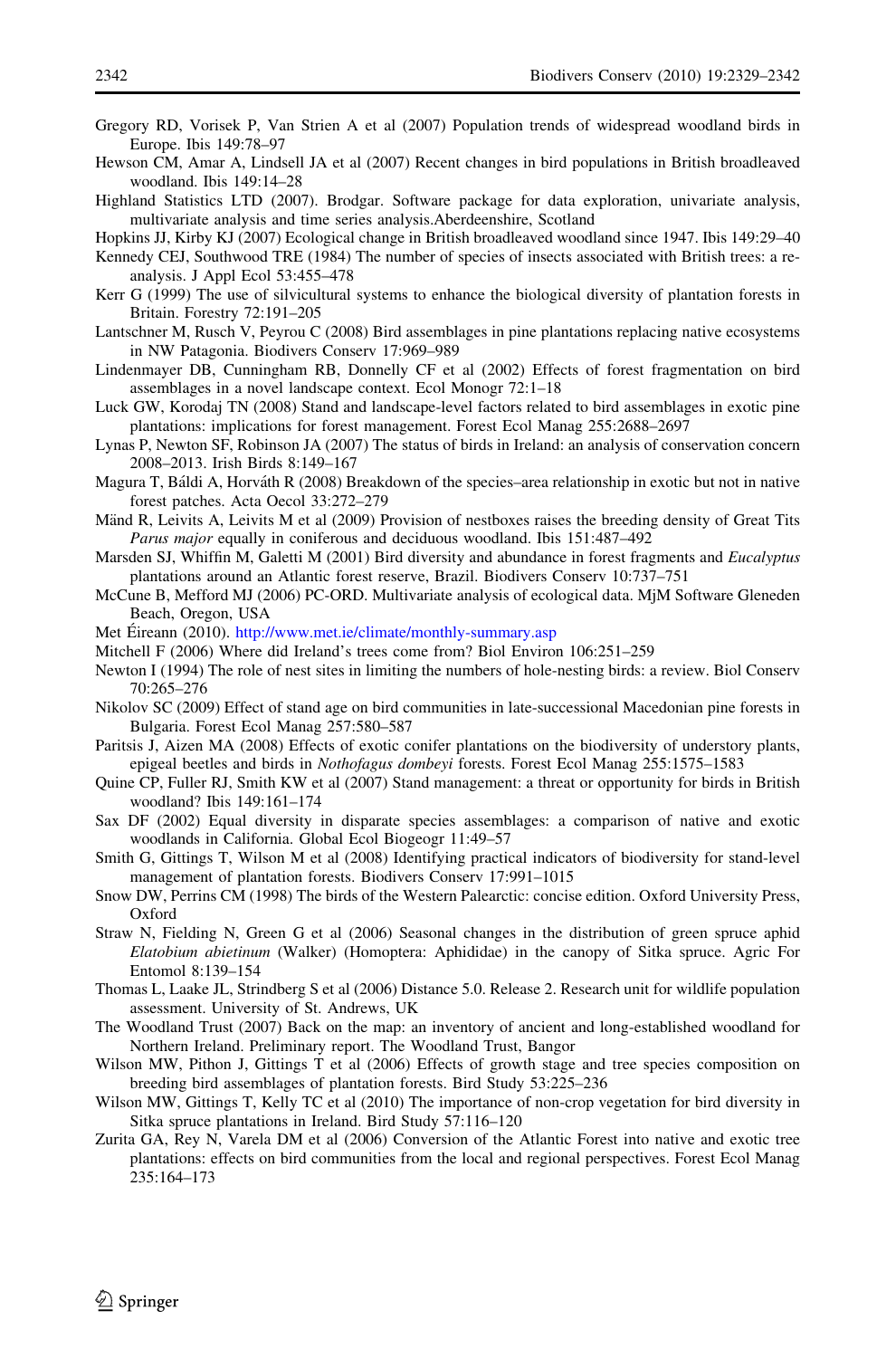Gregory RD, Vorisek P, Van Strien A et al (2007) Population trends of widespread woodland birds in Europe. Ibis 149:78–97

Hewson CM, Amar A, Lindsell JA et al (2007) Recent changes in bird populations in British broadleaved woodland. Ibis 149:14–28

Highland Statistics LTD (2007). Brodgar. Software package for data exploration, univariate analysis, multivariate analysis and time series analysis.Aberdeenshire, Scotland

Hopkins JJ, Kirby KJ (2007) Ecological change in British broadleaved woodland since 1947. Ibis 149:29–40

Kennedy CEJ, Southwood TRE (1984) The number of species of insects associated with British trees: a re-analysis. J Appl Ecol 53:455–478

Kerr G (1999) The use of silvicultural systems to enhance the biological diversity of plantation forests in Britain. Forestry 72:191–205

Lantschner M, Rusch V, Peyrou C (2008) Bird assemblages in pine plantations replacing native ecosystems in NW Patagonia. Biodivers Conserv 17:969–989

Lindenmayer DB, Cunningham RB, Donnelly CF et al (2002) Effects of forest fragmentation on bird assemblages in a novel landscape context. Ecol Monogr 72:1–18

Luck GW, Korodaj TN (2008) Stand and landscape-level factors related to bird assemblages in exotic pine plantations: implications for forest management. Forest Ecol Manag 255:2688–2697

Lynas P, Newton SF, Robinson JA (2007) The status of birds in Ireland: an analysis of conservation concern 2008–2013. Irish Birds 8:149–167

Magura T, Báldi A, Horváth R (2008) Breakdown of the species–area relationship in exotic but not in native forest patches. Acta Oecol 33:272–279

Mänd R, Leivits A, Leivits M et al (2009) Provision of nestboxes raises the breeding density of Great Tits *Parus major* equally in coniferous and deciduous woodland. Ibis 151:487–492

Marsden SJ, Whiffin M, Galetti M (2001) Bird diversity and abundance in forest fragments and *Eucalyptus* plantations around an Atlantic forest reserve, Brazil. Biodivers Conserv 10:737–751

McCune B, Mefford MJ (2006) PC-ORD. Multivariate analysis of ecological data. MjM Software Gleneden Beach, Oregon, USA

Met Éireann (2010). http://www.met.ie/climate/monthly-summary.asp

Mitchell F (2006) Where did Ireland's trees come from? Biol Environ 106:251–259

Newton I (1994) The role of nest sites in limiting the numbers of hole-nesting birds: a review. Biol Conserv 70:265–276

Nikolov SC (2009) Effect of stand age on bird communities in late-successional Macedonian pine forests in Bulgaria. Forest Ecol Manag 257:580–587

Paritsis J, Aizen MA (2008) Effects of exotic conifer plantations on the biodiversity of understory plants, epigeal beetles and birds in *Nothofagus dombeyi* forests. Forest Ecol Manag 255:1575–1583

Quine CP, Fuller RJ, Smith KW et al (2007) Stand management: a threat or opportunity for birds in British woodland? Ibis 149:161–174

Sax DF (2002) Equal diversity in disparate species assemblages: a comparison of native and exotic woodlands in California. Global Ecol Biogeogr 11:49–57

Smith G, Gittings T, Wilson M et al (2008) Identifying practical indicators of biodiversity for stand-level management of plantation forests. Biodivers Conserv 17:991–1015

Snow DW, Perrins CM (1998) The birds of the Western Palearctic: concise edition. Oxford University Press, Oxford

Straw N, Fielding N, Green G et al (2006) Seasonal changes in the distribution of green spruce aphid *Elatobium abietinum* (Walker) (Homoptera: Aphididae) in the canopy of Sitka spruce. Agric For Entomol 8:139–154

Thomas L, Laake JL, Strindberg S et al (2006) Distance 5.0. Release 2. Research unit for wildlife population assessment. University of St. Andrews, UK

The Woodland Trust (2007) Back on the map: an inventory of ancient and long-established woodland for Northern Ireland. Preliminary report. The Woodland Trust, Bangor

Wilson MW, Pithon J, Gittings T et al (2006) Effects of growth stage and tree species composition on breeding bird assemblages of plantation forests. Bird Study 53:225–236

Wilson MW, Gittings T, Kelly TC et al (2010) The importance of non-crop vegetation for bird diversity in Sitka spruce plantations in Ireland. Bird Study 57:116–120

Zurita GA, Rey N, Varela DM et al (2006) Conversion of the Atlantic Forest into native and exotic tree plantations: effects on bird communities from the local and regional perspectives. Forest Ecol Manag 235:164–173